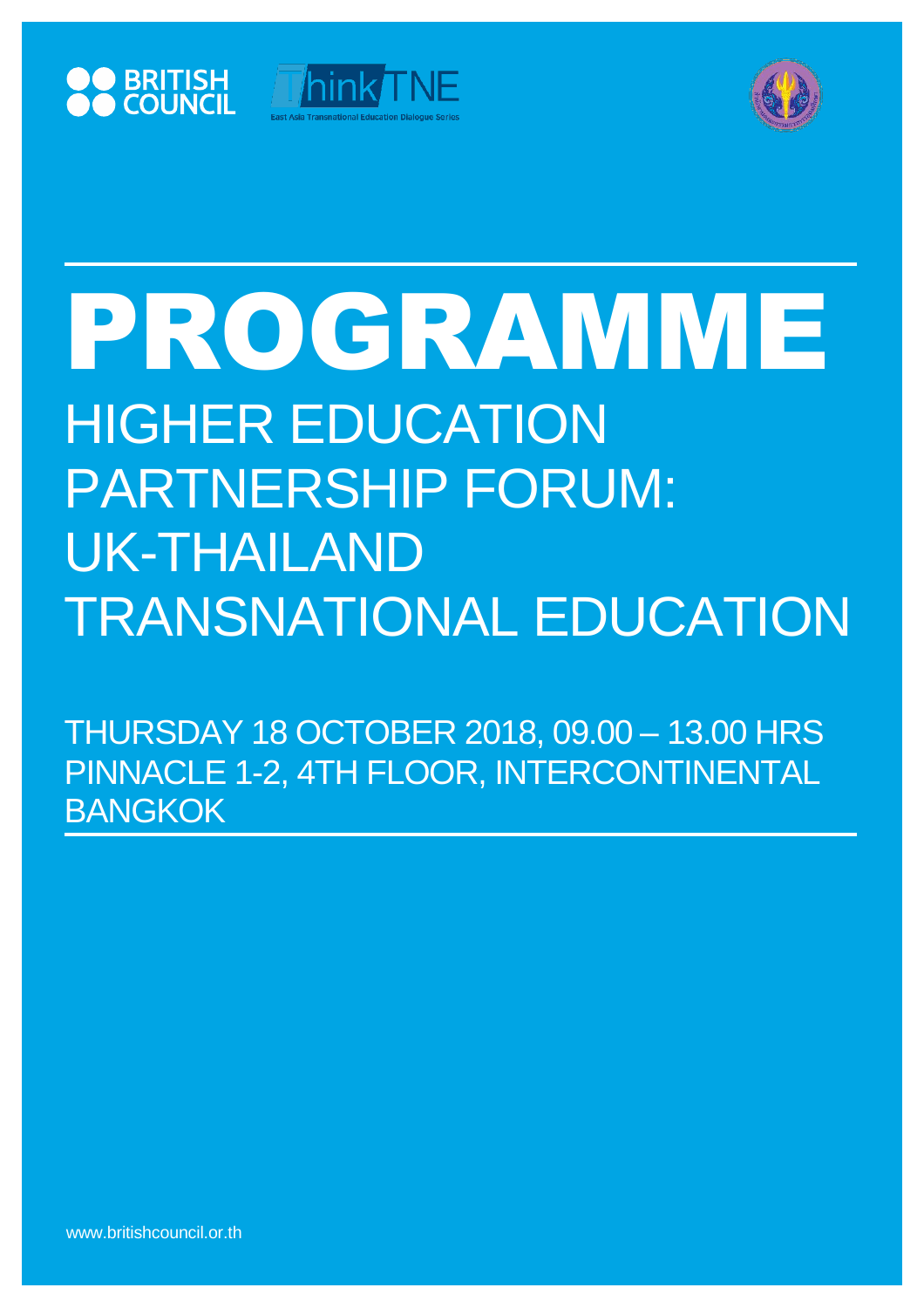BRITISH COUNCIL

ThinkTNE

East Asia Transnational Education Dialogue Series

# PROGRAMME

## HIGHER EDUCATION PARTNERSHIP FORUM: UK-THAILAND TRANSNATIONAL EDUCATION

THURSDAY 18 OCTOBER 2018, 09.00 – 13.00 HRS
PINNACLE 1-2, 4TH FLOOR, INTERCONTINENTAL BANGKOK

www.britishcouncil.or.th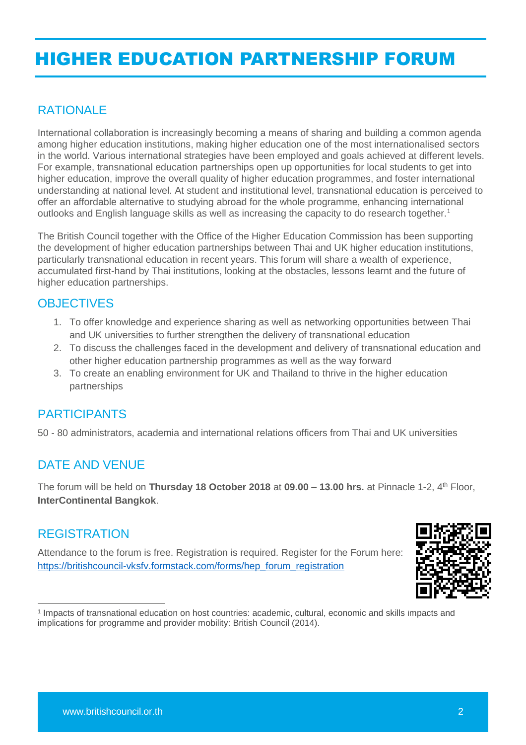# HIGHER EDUCATION PARTNERSHIP FORUM

## RATIONALE

International collaboration is increasingly becoming a means of sharing and building a common agenda among higher education institutions, making higher education one of the most internationalised sectors in the world. Various international strategies have been employed and goals achieved at different levels. For example, transnational education partnerships open up opportunities for local students to get into higher education, improve the overall quality of higher education programmes, and foster international understanding at national level. At student and institutional level, transnational education is perceived to offer an affordable alternative to studying abroad for the whole programme, enhancing international outlooks and English language skills as well as increasing the capacity to do research together.[1]

The British Council together with the Office of the Higher Education Commission has been supporting the development of higher education partnerships between Thai and UK higher education institutions, particularly transnational education in recent years. This forum will share a wealth of experience, accumulated first-hand by Thai institutions, looking at the obstacles, lessons learnt and the future of higher education partnerships.

## OBJECTIVES

1. To offer knowledge and experience sharing as well as networking opportunities between Thai and UK universities to further strengthen the delivery of transnational education
2. To discuss the challenges faced in the development and delivery of transnational education and other higher education partnership programmes as well as the way forward
3. To create an enabling environment for UK and Thailand to thrive in the higher education partnerships

## PARTICIPANTS

50 - 80 administrators, academia and international relations officers from Thai and UK universities

## DATE AND VENUE

The forum will be held on **Thursday 18 October 2018** at **09.00 – 13.00 hrs.** at Pinnacle 1-2, 4th Floor, **InterContinental Bangkok**.

## REGISTRATION

Attendance to the forum is free. Registration is required. Register for the Forum here: https://britishcouncil-vksfv.formstack.com/forms/hep_forum_registration

---

[1] Impacts of transnational education on host countries: academic, cultural, economic and skills impacts and implications for programme and provider mobility: British Council (2014).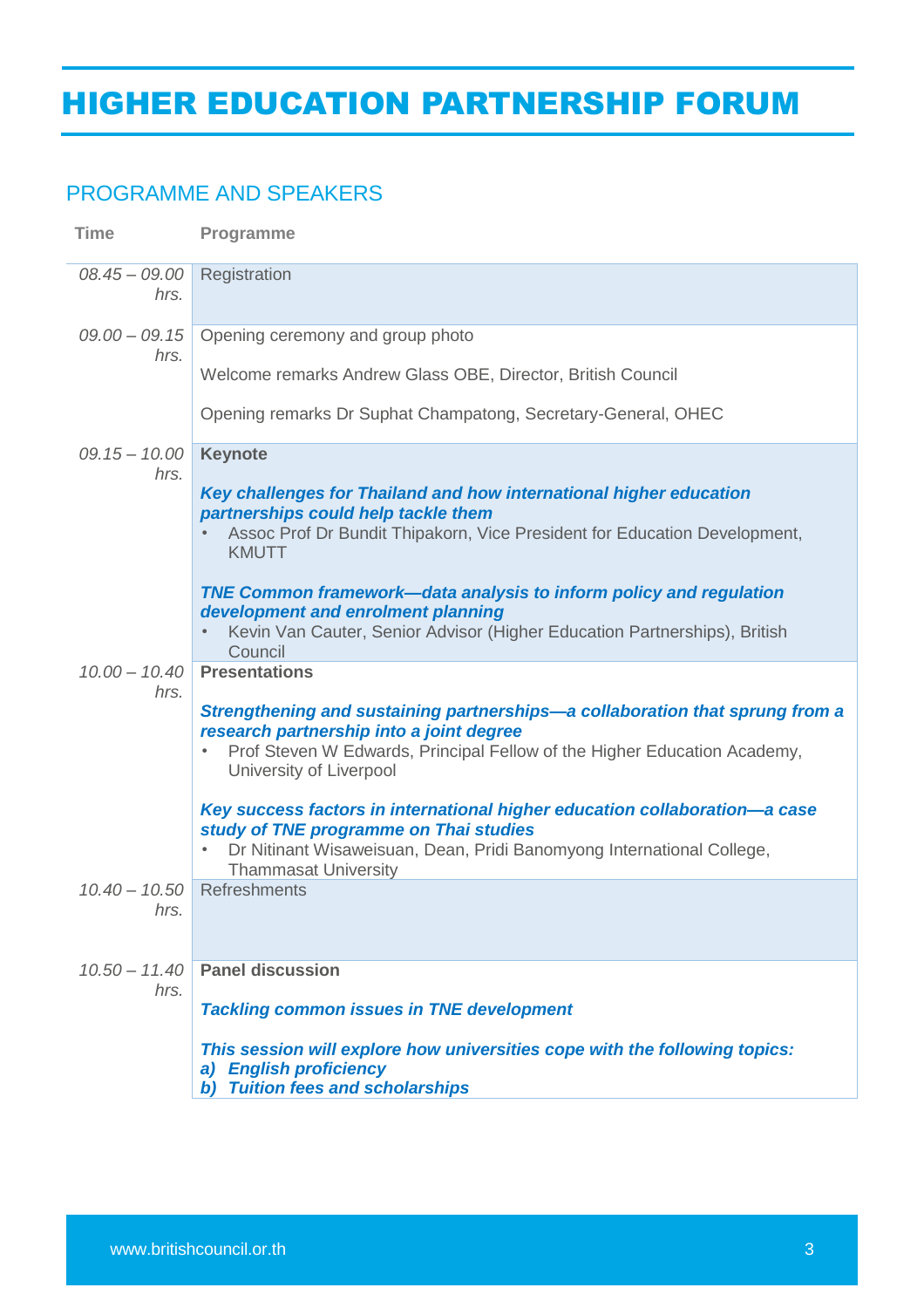# HIGHER EDUCATION PARTNERSHIP FORUM

## PROGRAMME AND SPEAKERS

| Time | Programme |
|---|---|
| *08.45 – 09.00 hrs.* | Registration |
| *09.00 – 09.15 hrs.* | Opening ceremony and group photo<br><br>Welcome remarks Andrew Glass OBE, Director, British Council<br><br>Opening remarks Dr Suphat Champatong, Secretary-General, OHEC |
| *09.15 – 10.00 hrs.* | **Keynote**<br><br>***Key challenges for Thailand and how international higher education partnerships could help tackle them***<br>• Assoc Prof Dr Bundit Thipakorn, Vice President for Education Development, KMUTT<br><br>***TNE Common framework—data analysis to inform policy and regulation development and enrolment planning***<br>• Kevin Van Cauter, Senior Advisor (Higher Education Partnerships), British Council |
| *10.00 – 10.40 hrs.* | **Presentations**<br><br>***Strengthening and sustaining partnerships—a collaboration that sprung from a research partnership into a joint degree***<br>• Prof Steven W Edwards, Principal Fellow of the Higher Education Academy, University of Liverpool<br><br>***Key success factors in international higher education collaboration—a case study of TNE programme on Thai studies***<br>• Dr Nitinant Wisaweisuan, Dean, Pridi Banomyong International College, Thammasat University |
| *10.40 – 10.50 hrs.* | Refreshments |
| *10.50 – 11.40 hrs.* | **Panel discussion**<br><br>***Tackling common issues in TNE development***<br><br>***This session will explore how universities cope with the following topics:***<br>***a) English proficiency***<br>***b) Tuition fees and scholarships*** |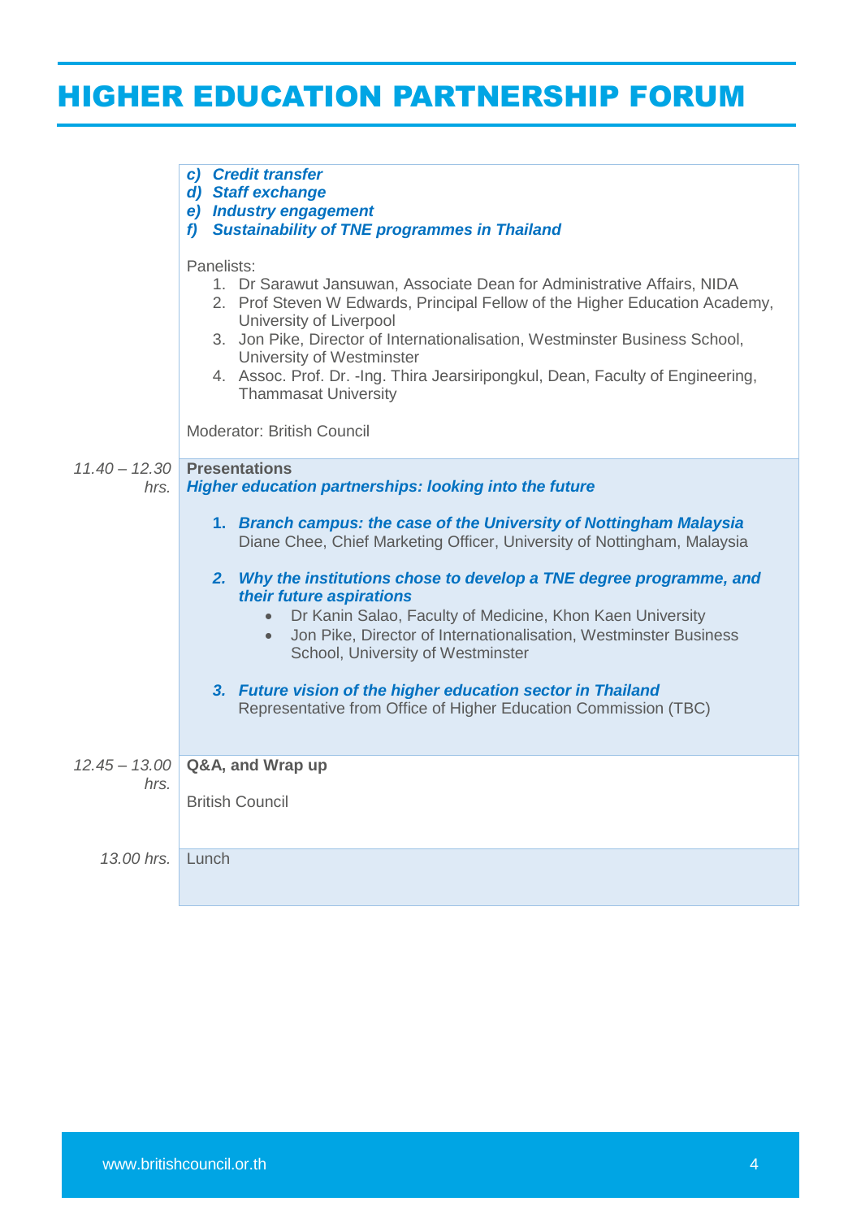# HIGHER EDUCATION PARTNERSHIP FORUM

| | |
|---|---|
| | ***c) Credit transfer***<br>***d) Staff exchange***<br>***e) Industry engagement***<br>***f) Sustainability of TNE programmes in Thailand***<br><br>Panelists:<br>1. Dr Sarawut Jansuwan, Associate Dean for Administrative Affairs, NIDA<br>2. Prof Steven W Edwards, Principal Fellow of the Higher Education Academy, University of Liverpool<br>3. Jon Pike, Director of Internationalisation, Westminster Business School, University of Westminster<br>4. Assoc. Prof. Dr. -Ing. Thira Jearsiripongkul, Dean, Faculty of Engineering, Thammasat University<br><br>Moderator: British Council |
| *11.40 – 12.30 hrs.* | **Presentations**<br>***Higher education partnerships: looking into the future***<br><br>**1. *Branch campus: the case of the University of Nottingham Malaysia***<br>Diane Chee, Chief Marketing Officer, University of Nottingham, Malaysia<br><br>***2. Why the institutions chose to develop a TNE degree programme, and their future aspirations***<br>• Dr Kanin Salao, Faculty of Medicine, Khon Kaen University<br>• Jon Pike, Director of Internationalisation, Westminster Business School, University of Westminster<br><br>***3. Future vision of the higher education sector in Thailand***<br>Representative from Office of Higher Education Commission (TBC) |
| *12.45 – 13.00 hrs.* | **Q&A, and Wrap up**<br><br>British Council |
| *13.00 hrs.* | Lunch |